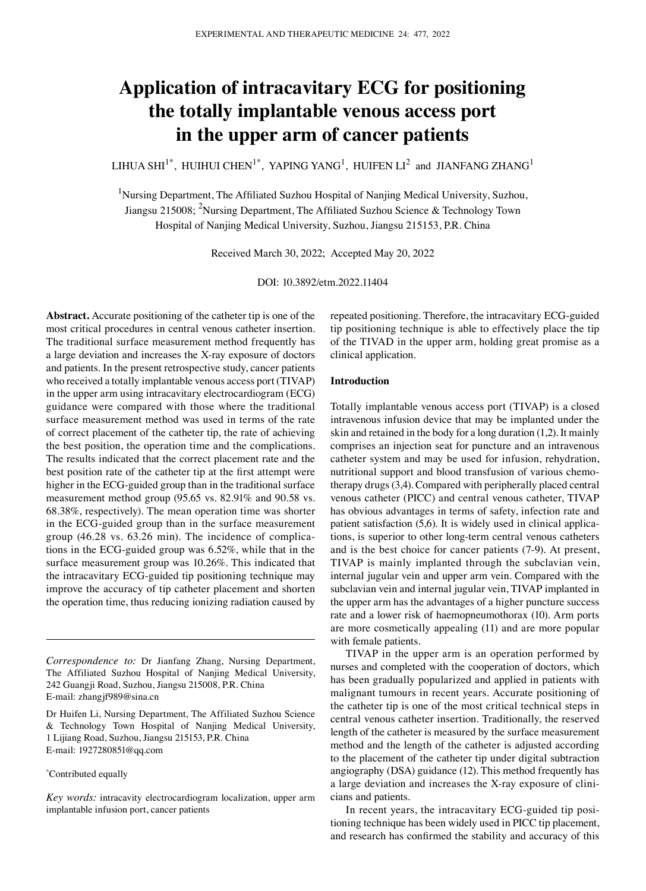# Application of intracavitary ECG for positioning the totally implantable venous access port in the upper arm of cancer patients

LIHUA SHI[1*], HUIHUI CHEN[1*], YAPING YANG[1], HUIFEN LI[2] and JIANFANG ZHANG[1]

[1]Nursing Department, The Affiliated Suzhou Hospital of Nanjing Medical University, Suzhou, Jiangsu 215008; [2]Nursing Department, The Affiliated Suzhou Science & Technology Town Hospital of Nanjing Medical University, Suzhou, Jiangsu 215153, P.R. China

Received March 30, 2022; Accepted May 20, 2022

DOI: 10.3892/etm.2022.11404

**Abstract.** Accurate positioning of the catheter tip is one of the most critical procedures in central venous catheter insertion. The traditional surface measurement method frequently has a large deviation and increases the X-ray exposure of doctors and patients. In the present retrospective study, cancer patients who received a totally implantable venous access port (TIVAP) in the upper arm using intracavitary electrocardiogram (ECG) guidance were compared with those where the traditional surface measurement method was used in terms of the rate of correct placement of the catheter tip, the rate of achieving the best position, the operation time and the complications. The results indicated that the correct placement rate and the best position rate of the catheter tip at the first attempt were higher in the ECG-guided group than in the traditional surface measurement method group (95.65 vs. 82.91% and 90.58 vs. 68.38%, respectively). The mean operation time was shorter in the ECG-guided group than in the surface measurement group (46.28 vs. 63.26 min). The incidence of complications in the ECG-guided group was 6.52%, while that in the surface measurement group was 10.26%. This indicated that the intracavitary ECG-guided tip positioning technique may improve the accuracy of tip catheter placement and shorten the operation time, thus reducing ionizing radiation caused by repeated positioning. Therefore, the intracavitary ECG-guided tip positioning technique is able to effectively place the tip of the TIVAD in the upper arm, holding great promise as a clinical application.

*Correspondence to:* Dr Jianfang Zhang, Nursing Department, The Affiliated Suzhou Hospital of Nanjing Medical University, 242 Guangji Road, Suzhou, Jiangsu 215008, P.R. China
E-mail: zhangjf989@sina.cn

Dr Huifen Li, Nursing Department, The Affiliated Suzhou Science & Technology Town Hospital of Nanjing Medical University, 1 Lijiang Road, Suzhou, Jiangsu 215153, P.R. China
E-mail: 1927280851@qq.com

*Contributed equally

*Key words:* intracavity electrocardiogram localization, upper arm implantable infusion port, cancer patients

## Introduction

Totally implantable venous access port (TIVAP) is a closed intravenous infusion device that may be implanted under the skin and retained in the body for a long duration (1,2). It mainly comprises an injection seat for puncture and an intravenous catheter system and may be used for infusion, rehydration, nutritional support and blood transfusion of various chemotherapy drugs (3,4). Compared with peripherally placed central venous catheter (PICC) and central venous catheter, TIVAP has obvious advantages in terms of safety, infection rate and patient satisfaction (5,6). It is widely used in clinical applications, is superior to other long-term central venous catheters and is the best choice for cancer patients (7-9). At present, TIVAP is mainly implanted through the subclavian vein, internal jugular vein and upper arm vein. Compared with the subclavian vein and internal jugular vein, TIVAP implanted in the upper arm has the advantages of a higher puncture success rate and a lower risk of haemopneumothorax (10). Arm ports are more cosmetically appealing (11) and are more popular with female patients.

TIVAP in the upper arm is an operation performed by nurses and completed with the cooperation of doctors, which has been gradually popularized and applied in patients with malignant tumours in recent years. Accurate positioning of the catheter tip is one of the most critical technical steps in central venous catheter insertion. Traditionally, the reserved length of the catheter is measured by the surface measurement method and the length of the catheter is adjusted according to the placement of the catheter tip under digital subtraction angiography (DSA) guidance (12). This method frequently has a large deviation and increases the X-ray exposure of clinicians and patients.

In recent years, the intracavitary ECG-guided tip positioning technique has been widely used in PICC tip placement, and research has confirmed the stability and accuracy of this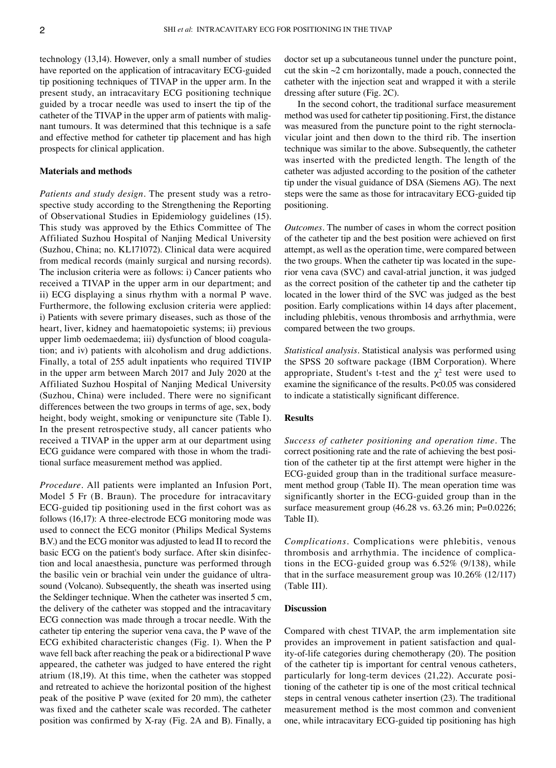technology (13,14). However, only a small number of studies have reported on the application of intracavitary ECG-guided tip positioning techniques of TIVAP in the upper arm. In the present study, an intracavitary ECG positioning technique guided by a trocar needle was used to insert the tip of the catheter of the TIVAP in the upper arm of patients with malignant tumours. It was determined that this technique is a safe and effective method for catheter tip placement and has high prospects for clinical application.

## Materials and methods

*Patients and study design*. The present study was a retrospective study according to the Strengthening the Reporting of Observational Studies in Epidemiology guidelines (15). This study was approved by the Ethics Committee of The Affiliated Suzhou Hospital of Nanjing Medical University (Suzhou, China; no. KL171072). Clinical data were acquired from medical records (mainly surgical and nursing records). The inclusion criteria were as follows: i) Cancer patients who received a TIVAP in the upper arm in our department; and ii) ECG displaying a sinus rhythm with a normal P wave. Furthermore, the following exclusion criteria were applied: i) Patients with severe primary diseases, such as those of the heart, liver, kidney and haematopoietic systems; ii) previous upper limb oedemaedema; iii) dysfunction of blood coagulation; and iv) patients with alcoholism and drug addictions. Finally, a total of 255 adult inpatients who required TIVIP in the upper arm between March 2017 and July 2020 at the Affiliated Suzhou Hospital of Nanjing Medical University (Suzhou, China) were included. There were no significant differences between the two groups in terms of age, sex, body height, body weight, smoking or venipuncture site (Table I). In the present retrospective study, all cancer patients who received a TIVAP in the upper arm at our department using ECG guidance were compared with those in whom the traditional surface measurement method was applied.

*Procedure*. All patients were implanted an Infusion Port, Model 5 Fr (B. Braun). The procedure for intracavitary ECG-guided tip positioning used in the first cohort was as follows (16,17): A three-electrode ECG monitoring mode was used to connect the ECG monitor (Philips Medical Systems B.V.) and the ECG monitor was adjusted to lead II to record the basic ECG on the patient's body surface. After skin disinfection and local anaesthesia, puncture was performed through the basilic vein or brachial vein under the guidance of ultrasound (Volcano). Subsequently, the sheath was inserted using the Seldinger technique. When the catheter was inserted 5 cm, the delivery of the catheter was stopped and the intracavitary ECG connection was made through a trocar needle. With the catheter tip entering the superior vena cava, the P wave of the ECG exhibited characteristic changes (Fig. 1). When the P wave fell back after reaching the peak or a bidirectional P wave appeared, the catheter was judged to have entered the right atrium (18,19). At this time, when the catheter was stopped and retreated to achieve the horizontal position of the highest peak of the positive P wave (exited for 20 mm), the catheter was fixed and the catheter scale was recorded. The catheter position was confirmed by X-ray (Fig. 2A and B). Finally, a doctor set up a subcutaneous tunnel under the puncture point, cut the skin ~2 cm horizontally, made a pouch, connected the catheter with the injection seat and wrapped it with a sterile dressing after suture (Fig. 2C).

In the second cohort, the traditional surface measurement method was used for catheter tip positioning. First, the distance was measured from the puncture point to the right sternoclavicular joint and then down to the third rib. The insertion technique was similar to the above. Subsequently, the catheter was inserted with the predicted length. The length of the catheter was adjusted according to the position of the catheter tip under the visual guidance of DSA (Siemens AG). The next steps were the same as those for intracavitary ECG-guided tip positioning.

*Outcomes*. The number of cases in whom the correct position of the catheter tip and the best position were achieved on first attempt, as well as the operation time, were compared between the two groups. When the catheter tip was located in the superior vena cava (SVC) and caval-atrial junction, it was judged as the correct position of the catheter tip and the catheter tip located in the lower third of the SVC was judged as the best position. Early complications within 14 days after placement, including phlebitis, venous thrombosis and arrhythmia, were compared between the two groups.

*Statistical analysis*. Statistical analysis was performed using the SPSS 20 software package (IBM Corporation). Where appropriate, Student's t-test and the $\chi^2$ test were used to examine the significance of the results. $P<0.05$ was considered to indicate a statistically significant difference.

## Results

*Success of catheter positioning and operation time*. The correct positioning rate and the rate of achieving the best position of the catheter tip at the first attempt were higher in the ECG-guided group than in the traditional surface measurement method group (Table II). The mean operation time was significantly shorter in the ECG-guided group than in the surface measurement group (46.28 vs. 63.26 min; $P=0.0226$; Table II).

*Complications*. Complications were phlebitis, venous thrombosis and arrhythmia. The incidence of complications in the ECG-guided group was 6.52% (9/138), while that in the surface measurement group was 10.26% (12/117) (Table III).

## Discussion

Compared with chest TIVAP, the arm implementation site provides an improvement in patient satisfaction and quality-of-life categories during chemotherapy (20). The position of the catheter tip is important for central venous catheters, particularly for long-term devices (21,22). Accurate positioning of the catheter tip is one of the most critical technical steps in central venous catheter insertion (23). The traditional measurement method is the most common and convenient one, while intracavitary ECG-guided tip positioning has high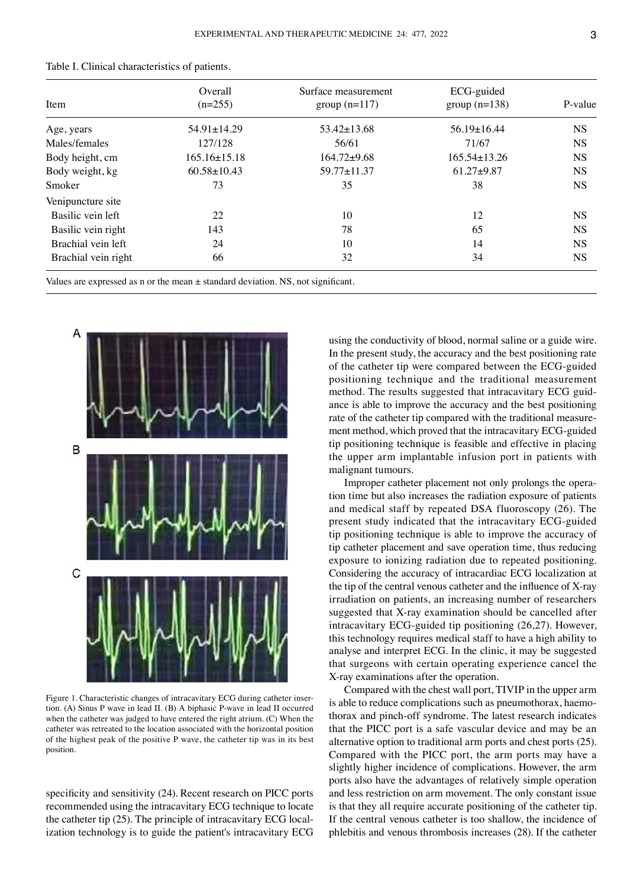Table I. Clinical characteristics of patients.

| Item | Overall (n=255) | Surface measurement group (n=117) | ECG-guided group (n=138) | P-value |
|---|---|---|---|---|
| Age, years | 54.91±14.29 | 53.42±13.68 | 56.19±16.44 | NS |
| Males/females | 127/128 | 56/61 | 71/67 | NS |
| Body height, cm | 165.16±15.18 | 164.72±9.68 | 165.54±13.26 | NS |
| Body weight, kg | 60.58±10.43 | 59.77±11.37 | 61.27±9.87 | NS |
| Smoker | 73 | 35 | 38 | NS |
| Venipuncture site | | | | |
| Basilic vein left | 22 | 10 | 12 | NS |
| Basilic vein right | 143 | 78 | 65 | NS |
| Brachial vein left | 24 | 10 | 14 | NS |
| Brachial vein right | 66 | 32 | 34 | NS |

Values are expressed as n or the mean ± standard deviation. NS, not significant.

Figure 1. Characteristic changes of intracavitary ECG during catheter insertion. (A) Sinus P wave in lead II. (B) A biphasic P-wave in lead II occurred when the catheter was judged to have entered the right atrium. (C) When the catheter was retreated to the location associated with the horizontal position of the highest peak of the positive P wave, the catheter tip was in its best position.

specificity and sensitivity (24). Recent research on PICC ports recommended using the intracavitary ECG technique to locate the catheter tip (25). The principle of intracavitary ECG localization technology is to guide the patient's intracavitary ECG using the conductivity of blood, normal saline or a guide wire. In the present study, the accuracy and the best positioning rate of the catheter tip were compared between the ECG-guided positioning technique and the traditional measurement method. The results suggested that intracavitary ECG guidance is able to improve the accuracy and the best positioning rate of the catheter tip compared with the traditional measurement method, which proved that the intracavitary ECG-guided tip positioning technique is feasible and effective in placing the upper arm implantable infusion port in patients with malignant tumours.

Improper catheter placement not only prolongs the operation time but also increases the radiation exposure of patients and medical staff by repeated DSA fluoroscopy (26). The present study indicated that the intracavitary ECG-guided tip positioning technique is able to improve the accuracy of tip catheter placement and save operation time, thus reducing exposure to ionizing radiation due to repeated positioning. Considering the accuracy of intracardiac ECG localization at the tip of the central venous catheter and the influence of X-ray irradiation on patients, an increasing number of researchers suggested that X-ray examination should be cancelled after intracavitary ECG-guided tip positioning (26,27). However, this technology requires medical staff to have a high ability to analyse and interpret ECG. In the clinic, it may be suggested that surgeons with certain operating experience cancel the X-ray examinations after the operation.

Compared with the chest wall port, TIVIP in the upper arm is able to reduce complications such as pneumothorax, haemothorax and pinch-off syndrome. The latest research indicates that the PICC port is a safe vascular device and may be an alternative option to traditional arm ports and chest ports (25). Compared with the PICC port, the arm ports may have a slightly higher incidence of complications. However, the arm ports also have the advantages of relatively simple operation and less restriction on arm movement. The only constant issue is that they all require accurate positioning of the catheter tip. If the central venous catheter is too shallow, the incidence of phlebitis and venous thrombosis increases (28). If the catheter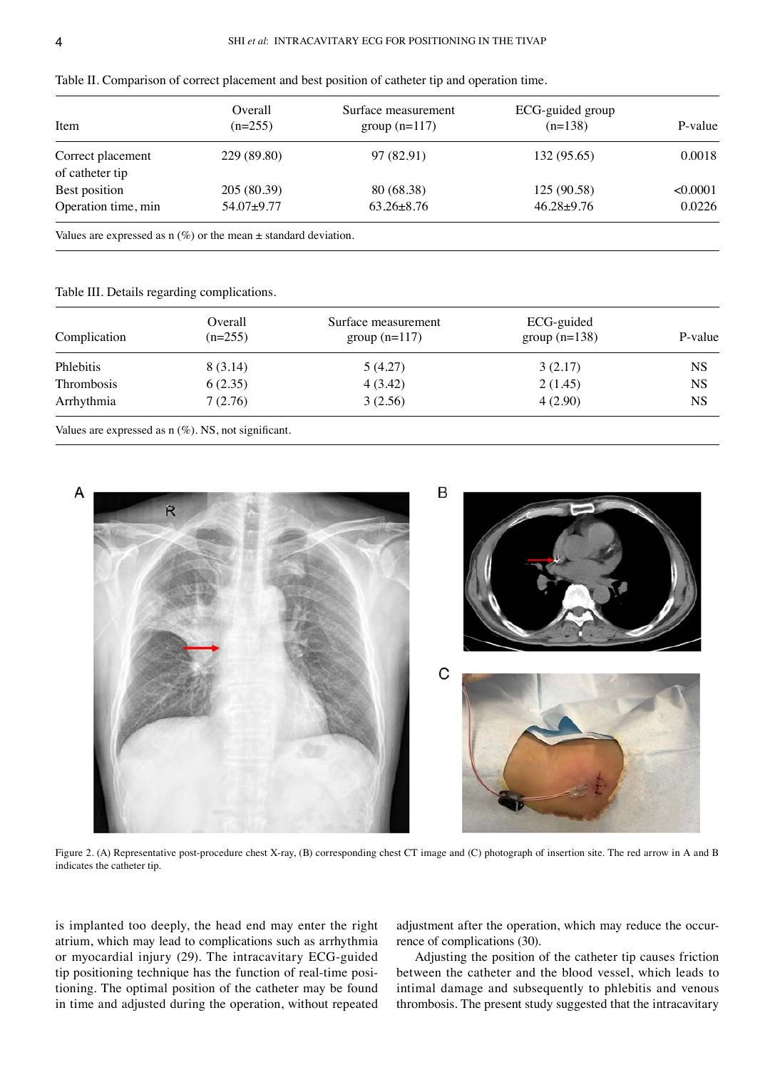Table II. Comparison of correct placement and best position of catheter tip and operation time.

| Item | Overall (n=255) | Surface measurement group (n=117) | ECG-guided group (n=138) | P-value |
|---|---|---|---|---|
| Correct placement of catheter tip | 229 (89.80) | 97 (82.91) | 132 (95.65) | 0.0018 |
| Best position | 205 (80.39) | 80 (68.38) | 125 (90.58) | <0.0001 |
| Operation time, min | 54.07±9.77 | 63.26±8.76 | 46.28±9.76 | 0.0226 |

Values are expressed as n (%) or the mean ± standard deviation.

Table III. Details regarding complications.

| Complication | Overall (n=255) | Surface measurement group (n=117) | ECG-guided group (n=138) | P-value |
|---|---|---|---|---|
| Phlebitis | 8 (3.14) | 5 (4.27) | 3 (2.17) | NS |
| Thrombosis | 6 (2.35) | 4 (3.42) | 2 (1.45) | NS |
| Arrhythmia | 7 (2.76) | 3 (2.56) | 4 (2.90) | NS |

Values are expressed as n (%). NS, not significant.

Figure 2. (A) Representative post-procedure chest X-ray, (B) corresponding chest CT image and (C) photograph of insertion site. The red arrow in A and B indicates the catheter tip.

is implanted too deeply, the head end may enter the right atrium, which may lead to complications such as arrhythmia or myocardial injury (29). The intracavitary ECG-guided tip positioning technique has the function of real-time positioning. The optimal position of the catheter may be found in time and adjusted during the operation, without repeated adjustment after the operation, which may reduce the occurrence of complications (30).

Adjusting the position of the catheter tip causes friction between the catheter and the blood vessel, which leads to intimal damage and subsequently to phlebitis and venous thrombosis. The present study suggested that the intracavitary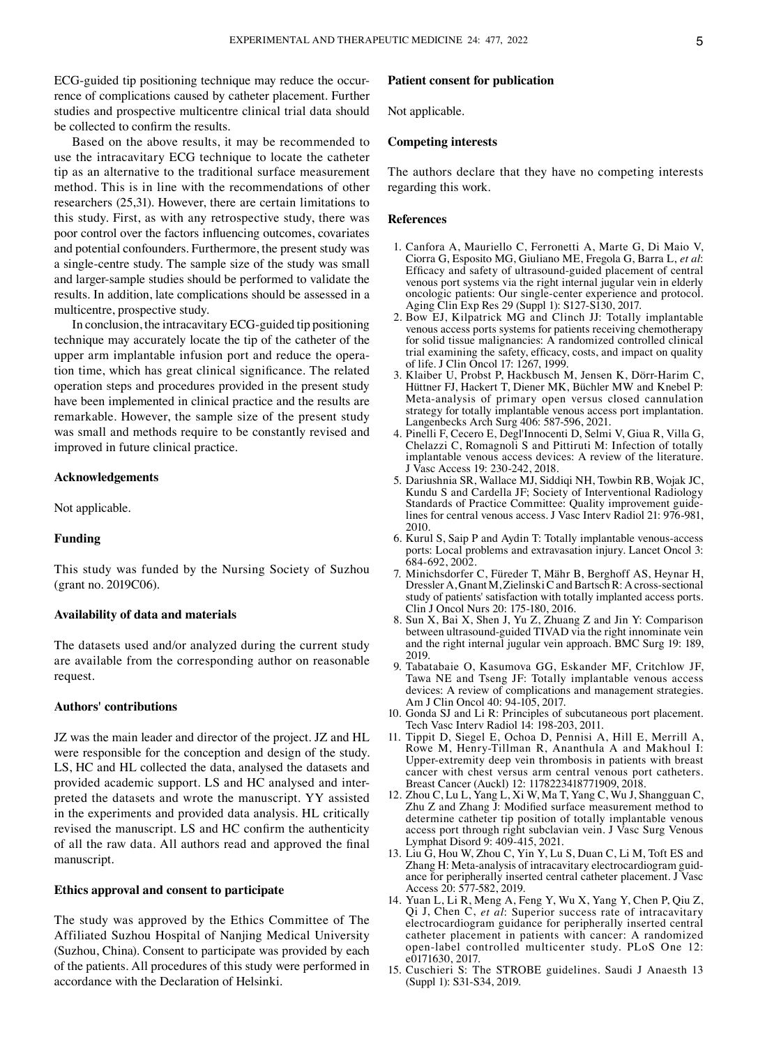ECG-guided tip positioning technique may reduce the occurrence of complications caused by catheter placement. Further studies and prospective multicentre clinical trial data should be collected to confirm the results.

Based on the above results, it may be recommended to use the intracavitary ECG technique to locate the catheter tip as an alternative to the traditional surface measurement method. This is in line with the recommendations of other researchers (25,31). However, there are certain limitations to this study. First, as with any retrospective study, there was poor control over the factors influencing outcomes, covariates and potential confounders. Furthermore, the present study was a single-centre study. The sample size of the study was small and larger-sample studies should be performed to validate the results. In addition, late complications should be assessed in a multicentre, prospective study.

In conclusion, the intracavitary ECG-guided tip positioning technique may accurately locate the tip of the catheter of the upper arm implantable infusion port and reduce the operation time, which has great clinical significance. The related operation steps and procedures provided in the present study have been implemented in clinical practice and the results are remarkable. However, the sample size of the present study was small and methods require to be constantly revised and improved in future clinical practice.

## Acknowledgements

Not applicable.

## Funding

This study was funded by the Nursing Society of Suzhou (grant no. 2019C06).

## Availability of data and materials

The datasets used and/or analyzed during the current study are available from the corresponding author on reasonable request.

## Authors' contributions

JZ was the main leader and director of the project. JZ and HL were responsible for the conception and design of the study. LS, HC and HL collected the data, analysed the datasets and provided academic support. LS and HC analysed and interpreted the datasets and wrote the manuscript. YY assisted in the experiments and provided data analysis. HL critically revised the manuscript. LS and HC confirm the authenticity of all the raw data. All authors read and approved the final manuscript.

## Ethics approval and consent to participate

The study was approved by the Ethics Committee of The Affiliated Suzhou Hospital of Nanjing Medical University (Suzhou, China). Consent to participate was provided by each of the patients. All procedures of this study were performed in accordance with the Declaration of Helsinki.

## Patient consent for publication

Not applicable.

## Competing interests

The authors declare that they have no competing interests regarding this work.

## References

1. Canfora A, Mauriello C, Ferronetti A, Marte G, Di Maio V, Ciorra G, Esposito MG, Giuliano ME, Fregola G, Barra L, *et al*: Efficacy and safety of ultrasound-guided placement of central venous port systems via the right internal jugular vein in elderly oncologic patients: Our single-center experience and protocol. Aging Clin Exp Res 29 (Suppl 1): S127-S130, 2017.
2. Bow EJ, Kilpatrick MG and Clinch JJ: Totally implantable venous access ports systems for patients receiving chemotherapy for solid tissue malignancies: A randomized controlled clinical trial examining the safety, efficacy, costs, and impact on quality of life. J Clin Oncol 17: 1267, 1999.
3. Klaiber U, Probst P, Hackbusch M, Jensen K, Dörr-Harim C, Hüttner FJ, Hackert T, Diener MK, Büchler MW and Knebel P: Meta-analysis of primary open versus closed cannulation strategy for totally implantable venous access port implantation. Langenbecks Arch Surg 406: 587-596, 2021.
4. Pinelli F, Cecero E, Degl'Innocenti D, Selmi V, Giua R, Villa G, Chelazzi C, Romagnoli S and Pittiruti M: Infection of totally implantable venous access devices: A review of the literature. J Vasc Access 19: 230-242, 2018.
5. Dariushnia SR, Wallace MJ, Siddiqi NH, Towbin RB, Wojak JC, Kundu S and Cardella JF; Society of Interventional Radiology Standards of Practice Committee: Quality improvement guidelines for central venous access. J Vasc Interv Radiol 21: 976-981, 2010.
6. Kurul S, Saip P and Aydin T: Totally implantable venous-access ports: Local problems and extravasation injury. Lancet Oncol 3: 684-692, 2002.
7. Minichsdorfer C, Füreder T, Mähr B, Berghoff AS, Heynar H, Dressler A, Gnant M, Zielinski C and Bartsch R: A cross-sectional study of patients' satisfaction with totally implanted access ports. Clin J Oncol Nurs 20: 175-180, 2016.
8. Sun X, Bai X, Shen J, Yu Z, Zhuang Z and Jin Y: Comparison between ultrasound-guided TIVAD via the right innominate vein and the right internal jugular vein approach. BMC Surg 19: 189, 2019.
9. Tabatabaie O, Kasumova GG, Eskander MF, Critchlow JF, Tawa NE and Tseng JF: Totally implantable venous access devices: A review of complications and management strategies. Am J Clin Oncol 40: 94-105, 2017.
10. Gonda SJ and Li R: Principles of subcutaneous port placement. Tech Vasc Interv Radiol 14: 198-203, 2011.
11. Tippit D, Siegel E, Ochoa D, Pennisi A, Hill E, Merrill A, Rowe M, Henry-Tillman R, Ananthula A and Makhoul I: Upper-extremity deep vein thrombosis in patients with breast cancer with chest versus arm central venous port catheters. Breast Cancer (Auckl) 12: 1178223418771909, 2018.
12. Zhou C, Lu L, Yang L, Xi W, Ma T, Yang C, Wu J, Shangguan C, Zhu Z and Zhang J: Modified surface measurement method to determine catheter tip position of totally implantable venous access port through right subclavian vein. J Vasc Surg Venous Lymphat Disord 9: 409-415, 2021.
13. Liu G, Hou W, Zhou C, Yin Y, Lu S, Duan C, Li M, Toft ES and Zhang H: Meta-analysis of intracavitary electrocardiogram guidance for peripherally inserted central catheter placement. J Vasc Access 20: 577-582, 2019.
14. Yuan L, Li R, Meng A, Feng Y, Wu X, Yang Y, Chen P, Qiu Z, Qi J, Chen C, *et al*: Superior success rate of intracavitary electrocardiogram guidance for peripherally inserted central catheter placement in patients with cancer: A randomized open-label controlled multicenter study. PLoS One 12: e0171630, 2017.
15. Cuschieri S: The STROBE guidelines. Saudi J Anaesth 13 (Suppl 1): S31-S34, 2019.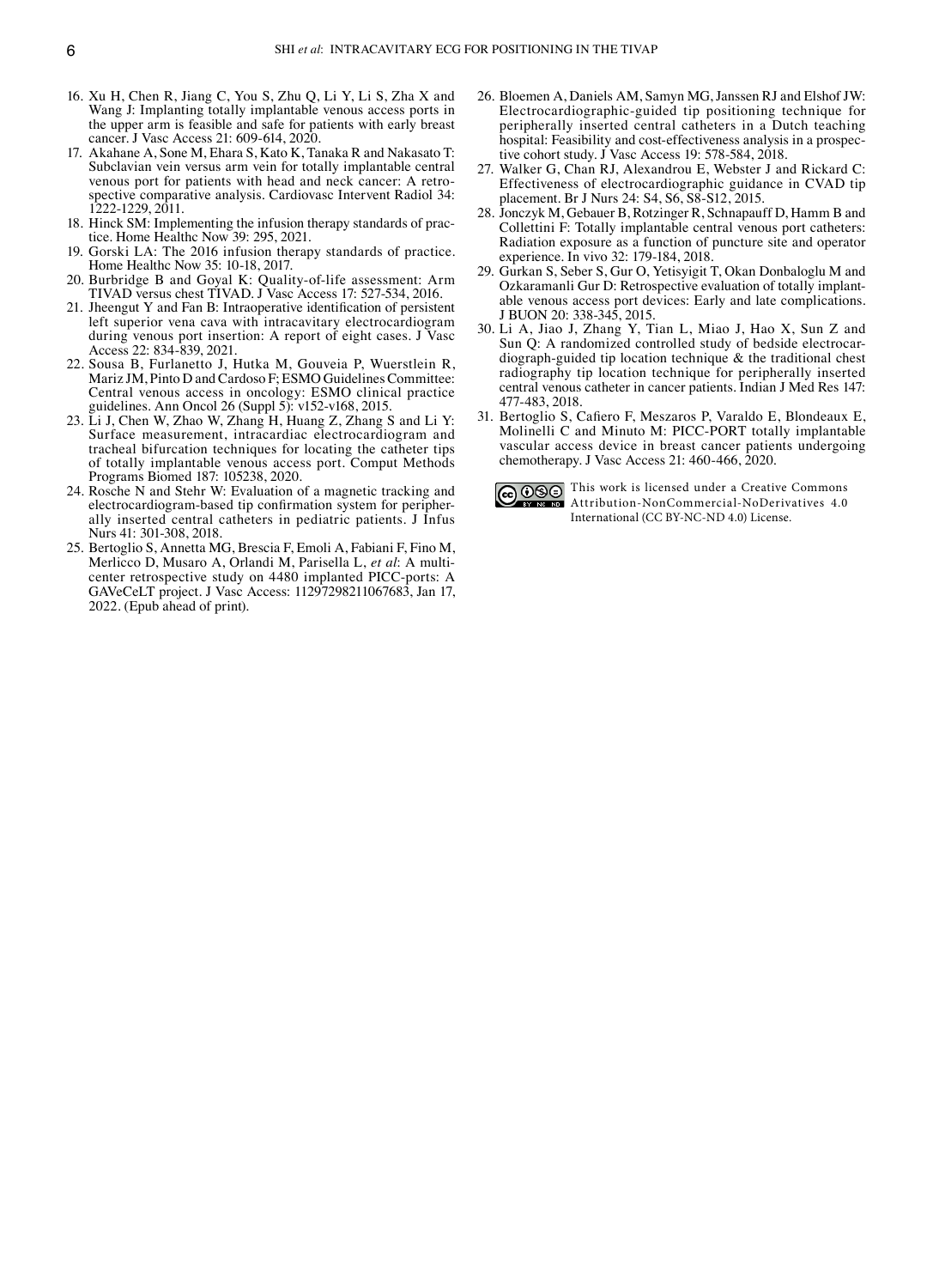16. Xu H, Chen R, Jiang C, You S, Zhu Q, Li Y, Li S, Zha X and Wang J: Implanting totally implantable venous access ports in the upper arm is feasible and safe for patients with early breast cancer. J Vasc Access 21: 609-614, 2020.
17. Akahane A, Sone M, Ehara S, Kato K, Tanaka R and Nakasato T: Subclavian vein versus arm vein for totally implantable central venous port for patients with head and neck cancer: A retrospective comparative analysis. Cardiovasc Intervent Radiol 34: 1222-1229, 2011.
18. Hinck SM: Implementing the infusion therapy standards of practice. Home Healthc Now 39: 295, 2021.
19. Gorski LA: The 2016 infusion therapy standards of practice. Home Healthc Now 35: 10-18, 2017.
20. Burbridge B and Goyal K: Quality-of-life assessment: Arm TIVAD versus chest TIVAD. J Vasc Access 17: 527-534, 2016.
21. Jheengut Y and Fan B: Intraoperative identification of persistent left superior vena cava with intracavitary electrocardiogram during venous port insertion: A report of eight cases. J Vasc Access 22: 834-839, 2021.
22. Sousa B, Furlanetto J, Hutka M, Gouveia P, Wuerstlein R, Mariz JM, Pinto D and Cardoso F; ESMO Guidelines Committee: Central venous access in oncology: ESMO clinical practice guidelines. Ann Oncol 26 (Suppl 5): v152-v168, 2015.
23. Li J, Chen W, Zhao W, Zhang H, Huang Z, Zhang S and Li Y: Surface measurement, intracardiac electrocardiogram and tracheal bifurcation techniques for locating the catheter tips of totally implantable venous access port. Comput Methods Programs Biomed 187: 105238, 2020.
24. Rosche N and Stehr W: Evaluation of a magnetic tracking and electrocardiogram-based tip confirmation system for peripherally inserted central catheters in pediatric patients. J Infus Nurs 41: 301-308, 2018.
25. Bertoglio S, Annetta MG, Brescia F, Emoli A, Fabiani F, Fino M, Merlicco D, Musaro A, Orlandi M, Parisella L, *et al*: A multicenter retrospective study on 4480 implanted PICC-ports: A GAVeCeLT project. J Vasc Access: 11297298211067683, Jan 17, 2022. (Epub ahead of print).
26. Bloemen A, Daniels AM, Samyn MG, Janssen RJ and Elshof JW: Electrocardiographic-guided tip positioning technique for peripherally inserted central catheters in a Dutch teaching hospital: Feasibility and cost-effectiveness analysis in a prospective cohort study. J Vasc Access 19: 578-584, 2018.
27. Walker G, Chan RJ, Alexandrou E, Webster J and Rickard C: Effectiveness of electrocardiographic guidance in CVAD tip placement. Br J Nurs 24: S4, S6, S8-S12, 2015.
28. Jonczyk M, Gebauer B, Rotzinger R, Schnapauff D, Hamm B and Collettini F: Totally implantable central venous port catheters: Radiation exposure as a function of puncture site and operator experience. In vivo 32: 179-184, 2018.
29. Gurkan S, Seber S, Gur O, Yetisyigit T, Okan Donbaloglu M and Ozkaramanli Gur D: Retrospective evaluation of totally implantable venous access port devices: Early and late complications. J BUON 20: 338-345, 2015.
30. Li A, Jiao J, Zhang Y, Tian L, Miao J, Hao X, Sun Z and Sun Q: A randomized controlled study of bedside electrocardiograph-guided tip location technique & the traditional chest radiography tip location technique for peripherally inserted central venous catheter in cancer patients. Indian J Med Res 147: 477-483, 2018.
31. Bertoglio S, Cafiero F, Meszaros P, Varaldo E, Blondeaux E, Molinelli C and Minuto M: PICC-PORT totally implantable vascular access device in breast cancer patients undergoing chemotherapy. J Vasc Access 21: 460-466, 2020.

This work is licensed under a Creative Commons Attribution-NonCommercial-NoDerivatives 4.0 International (CC BY-NC-ND 4.0) License.